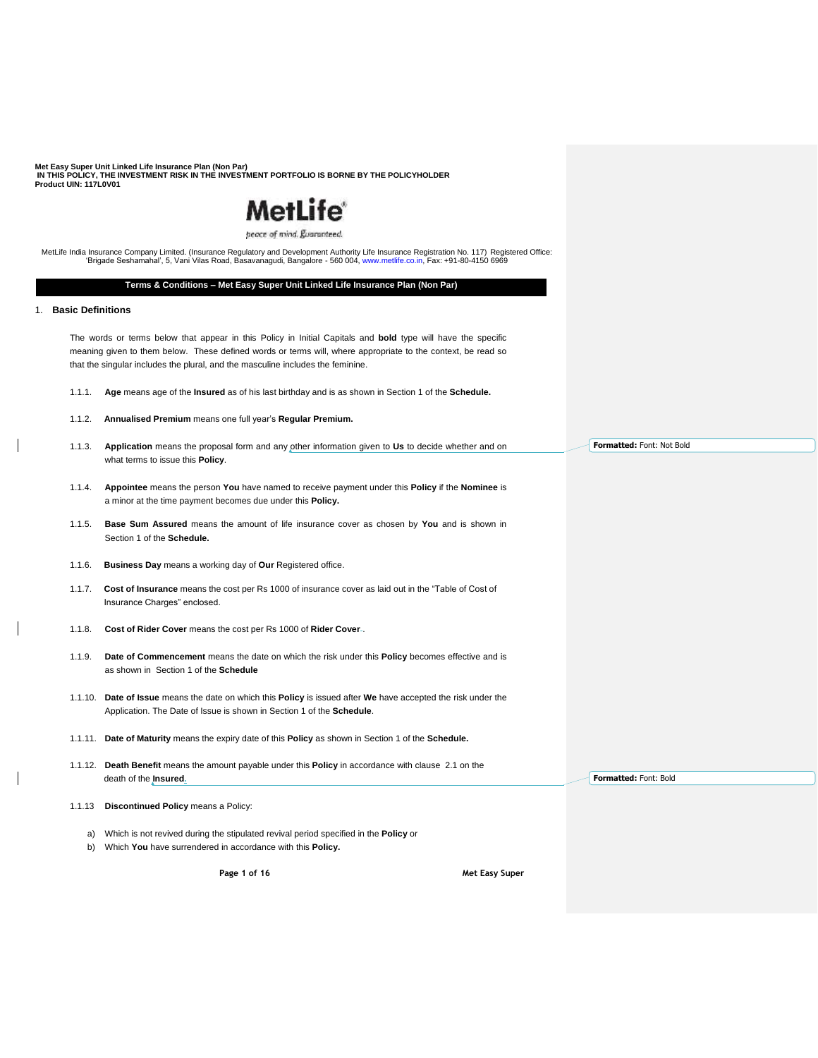**Met Easy Super Unit Linked Life Insurance Plan (Non Par)**
**IN THIS POLICY, THE INVESTMENT RISK IN THE INVESTMENT PORTFOLIO IS BORNE BY THE POLICYHOLDER**
**Product UIN: 117L0V01**

MetLife

peace of mind. Guaranteed.

MetLife India Insurance Company Limited. (Insurance Regulatory and Development Authority Life Insurance Registration No. 117) Registered Office: 'Brigade Seshamahal', 5, Vani Vilas Road, Basavanagudi, Bangalore - 560 004, www.metlife.co.in, Fax: +91-80-4150 6969

## Terms & Conditions – Met Easy Super Unit Linked Life Insurance Plan (Non Par)

## 1. Basic Definitions

The words or terms below that appear in this Policy in Initial Capitals and **bold** type will have the specific meaning given to them below. These defined words or terms will, where appropriate to the context, be read so that the singular includes the plural, and the masculine includes the feminine.

1.1.1. **Age** means age of the **Insured** as of his last birthday and is as shown in Section 1 of the **Schedule.**

1.1.2. **Annualised Premium** means one full year's **Regular Premium.**

1.1.3. **Application** means the proposal form and any other information given to **Us** to decide whether and on what terms to issue this **Policy**.

1.1.4. **Appointee** means the person **You** have named to receive payment under this **Policy** if the **Nominee** is a minor at the time payment becomes due under this **Policy.**

1.1.5. **Base Sum Assured** means the amount of life insurance cover as chosen by **You** and is shown in Section 1 of the **Schedule.**

1.1.6. **Business Day** means a working day of **Our** Registered office.

1.1.7. **Cost of Insurance** means the cost per Rs 1000 of insurance cover as laid out in the "Table of Cost of Insurance Charges" enclosed.

1.1.8. **Cost of Rider Cover** means the cost per Rs 1000 of **Rider Cover**.

1.1.9. **Date of Commencement** means the date on which the risk under this **Policy** becomes effective and is as shown in Section 1 of the **Schedule**

1.1.10. **Date of Issue** means the date on which this **Policy** is issued after **We** have accepted the risk under the Application. The Date of Issue is shown in Section 1 of the **Schedule**.

1.1.11. **Date of Maturity** means the expiry date of this **Policy** as shown in Section 1 of the **Schedule.**

1.1.12. **Death Benefit** means the amount payable under this **Policy** in accordance with clause 2.1 on the death of the **Insured**.

1.1.13 **Discontinued Policy** means a Policy:

a) Which is not revived during the stipulated revival period specified in the **Policy** or
b) Which **You** have surrendered in accordance with this **Policy.**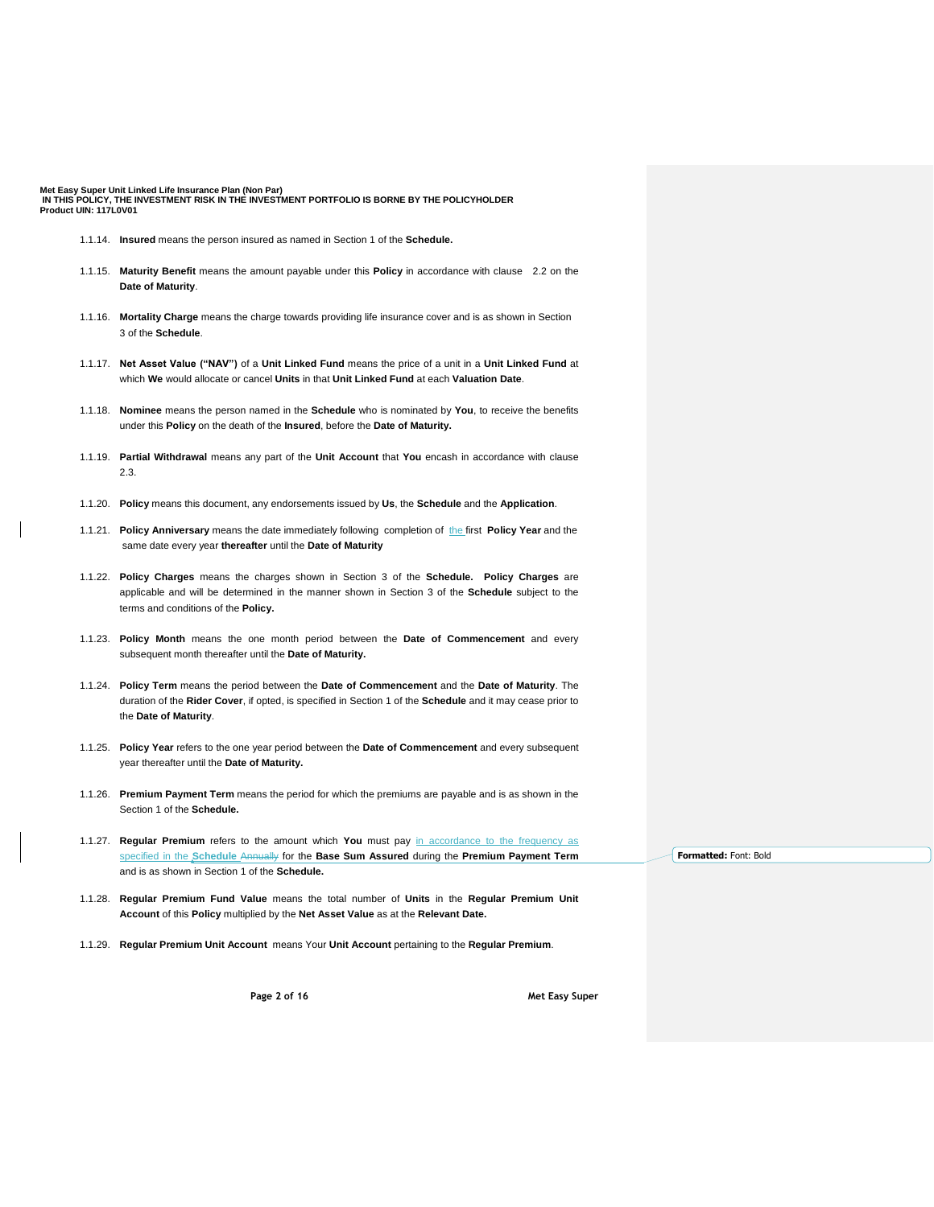1.1.14. **Insured** means the person insured as named in Section 1 of the **Schedule.**

1.1.15. **Maturity Benefit** means the amount payable under this **Policy** in accordance with clause 2.2 on the **Date of Maturity**.

1.1.16. **Mortality Charge** means the charge towards providing life insurance cover and is as shown in Section 3 of the **Schedule**.

1.1.17. **Net Asset Value ("NAV")** of a **Unit Linked Fund** means the price of a unit in a **Unit Linked Fund** at which **We** would allocate or cancel **Units** in that **Unit Linked Fund** at each **Valuation Date**.

1.1.18. **Nominee** means the person named in the **Schedule** who is nominated by **You**, to receive the benefits under this **Policy** on the death of the **Insured**, before the **Date of Maturity.**

1.1.19. **Partial Withdrawal** means any part of the **Unit Account** that **You** encash in accordance with clause 2.3.

1.1.20. **Policy** means this document, any endorsements issued by **Us**, the **Schedule** and the **Application**.

1.1.21. **Policy Anniversary** means the date immediately following completion of the first **Policy Year** and the same date every year **thereafter** until the **Date of Maturity**

1.1.22. **Policy Charges** means the charges shown in Section 3 of the **Schedule. Policy Charges** are applicable and will be determined in the manner shown in Section 3 of the **Schedule** subject to the terms and conditions of the **Policy.**

1.1.23. **Policy Month** means the one month period between the **Date of Commencement** and every subsequent month thereafter until the **Date of Maturity.**

1.1.24. **Policy Term** means the period between the **Date of Commencement** and the **Date of Maturity**. The duration of the **Rider Cover**, if opted, is specified in Section 1 of the **Schedule** and it may cease prior to the **Date of Maturity**.

1.1.25. **Policy Year** refers to the one year period between the **Date of Commencement** and every subsequent year thereafter until the **Date of Maturity.**

1.1.26. **Premium Payment Term** means the period for which the premiums are payable and is as shown in the Section 1 of the **Schedule.**

1.1.27. **Regular Premium** refers to the amount which **You** must pay in accordance to the frequency as specified in the **Schedule** ~~Annually~~ for the **Base Sum Assured** during the **Premium Payment Term** and is as shown in Section 1 of the **Schedule.**

Formatted: Font: Bold

1.1.28. **Regular Premium Fund Value** means the total number of **Units** in the **Regular Premium Unit Account** of this **Policy** multiplied by the **Net Asset Value** as at the **Relevant Date.**

1.1.29. **Regular Premium Unit Account** means Your **Unit Account** pertaining to the **Regular Premium**.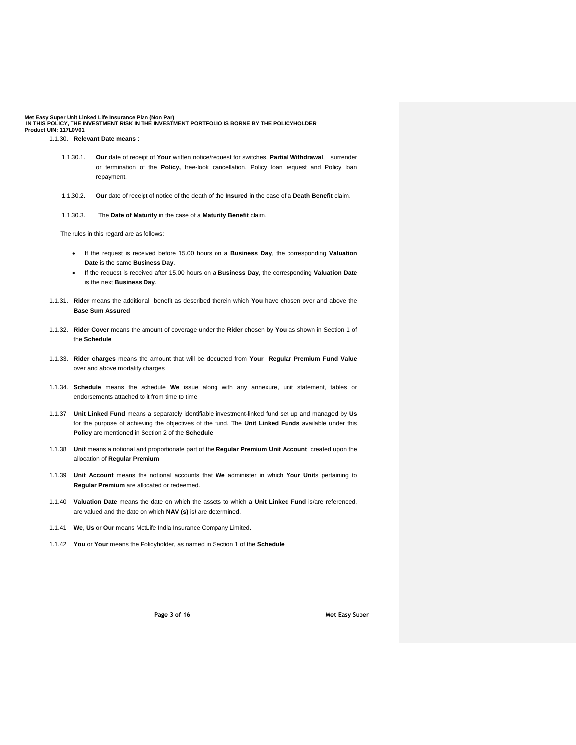1.1.30. **Relevant Date means** :

1.1.30.1. **Our** date of receipt of **Your** written notice/request for switches, **Partial Withdrawal**, surrender or termination of the **Policy,** free-look cancellation, Policy loan request and Policy loan repayment.

1.1.30.2. **Our** date of receipt of notice of the death of the **Insured** in the case of a **Death Benefit** claim.

1.1.30.3. The **Date of Maturity** in the case of a **Maturity Benefit** claim.

The rules in this regard are as follows:

- If the request is received before 15.00 hours on a **Business Day**, the corresponding **Valuation Date** is the same **Business Day**.
- If the request is received after 15.00 hours on a **Business Day**, the corresponding **Valuation Date** is the next **Business Day**.

1.1.31. **Rider** means the additional benefit as described therein which **You** have chosen over and above the **Base Sum Assured**

1.1.32. **Rider Cover** means the amount of coverage under the **Rider** chosen by **You** as shown in Section 1 of the **Schedule**

1.1.33. **Rider charges** means the amount that will be deducted from **Your Regular Premium Fund Value** over and above mortality charges

1.1.34. **Schedule** means the schedule **We** issue along with any annexure, unit statement, tables or endorsements attached to it from time to time

1.1.37 **Unit Linked Fund** means a separately identifiable investment-linked fund set up and managed by **Us** for the purpose of achieving the objectives of the fund. The **Unit Linked Funds** available under this **Policy** are mentioned in Section 2 of the **Schedule**

1.1.38 **Unit** means a notional and proportionate part of the **Regular Premium Unit Account** created upon the allocation of **Regular Premium**

1.1.39 **Unit Account** means the notional accounts that **We** administer in which **Your Unit**s pertaining to **Regular Premium** are allocated or redeemed.

1.1.40 **Valuation Date** means the date on which the assets to which a **Unit Linked Fund** is/are referenced, are valued and the date on which **NAV (s)** is**/** are determined.

1.1.41 **We**, **Us** or **Our** means MetLife India Insurance Company Limited.

1.1.42 **You** or **Your** means the Policyholder, as named in Section 1 of the **Schedule**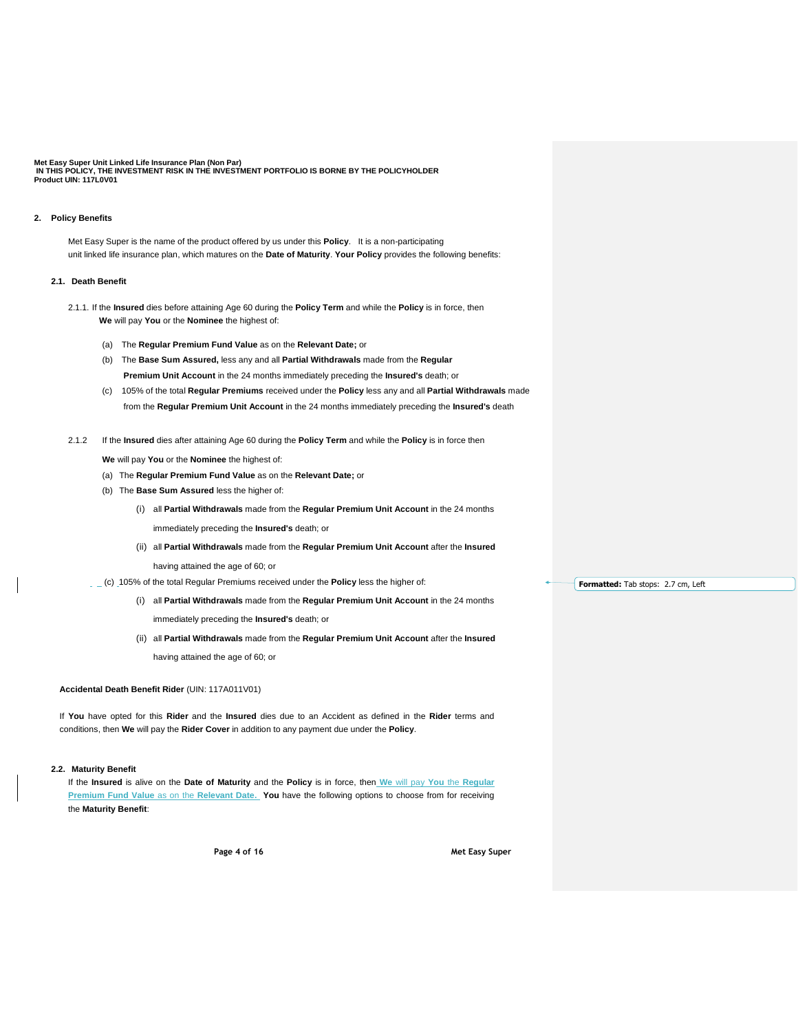## 2. Policy Benefits

Met Easy Super is the name of the product offered by us under this **Policy**. It is a non-participating unit linked life insurance plan, which matures on the **Date of Maturity**. **Your Policy** provides the following benefits:

### 2.1. Death Benefit

2.1.1. If the **Insured** dies before attaining Age 60 during the **Policy Term** and while the **Policy** is in force, then **We** will pay **You** or the **Nominee** the highest of:

(a) The **Regular Premium Fund Value** as on the **Relevant Date;** or

(b) The **Base Sum Assured,** less any and all **Partial Withdrawals** made from the **Regular Premium Unit Account** in the 24 months immediately preceding the **Insured's** death; or

(c) 105% of the total **Regular Premiums** received under the **Policy** less any and all **Partial Withdrawals** made from the **Regular Premium Unit Account** in the 24 months immediately preceding the **Insured's** death

2.1.2 If the **Insured** dies after attaining Age 60 during the **Policy Term** and while the **Policy** is in force then **We** will pay **You** or the **Nominee** the highest of:

(a) The **Regular Premium Fund Value** as on the **Relevant Date;** or

(b) The **Base Sum Assured** less the higher of:

(i) all **Partial Withdrawals** made from the **Regular Premium Unit Account** in the 24 months immediately preceding the **Insured's** death; or

(ii) all **Partial Withdrawals** made from the **Regular Premium Unit Account** after the **Insured** having attained the age of 60; or

(c) 105% of the total Regular Premiums received under the **Policy** less the higher of:

(i) all **Partial Withdrawals** made from the **Regular Premium Unit Account** in the 24 months immediately preceding the **Insured's** death; or

(ii) all **Partial Withdrawals** made from the **Regular Premium Unit Account** after the **Insured** having attained the age of 60; or

**Accidental Death Benefit Rider** (UIN: 117A011V01)

If **You** have opted for this **Rider** and the **Insured** dies due to an Accident as defined in the **Rider** terms and conditions, then **We** will pay the **Rider Cover** in addition to any payment due under the **Policy**.

### 2.2. Maturity Benefit

If the **Insured** is alive on the **Date of Maturity** and the **Policy** is in force, then **We** will pay **You** the **Regular Premium Fund Value** as on the **Relevant Date.** **You** have the following options to choose from for receiving the **Maturity Benefit**: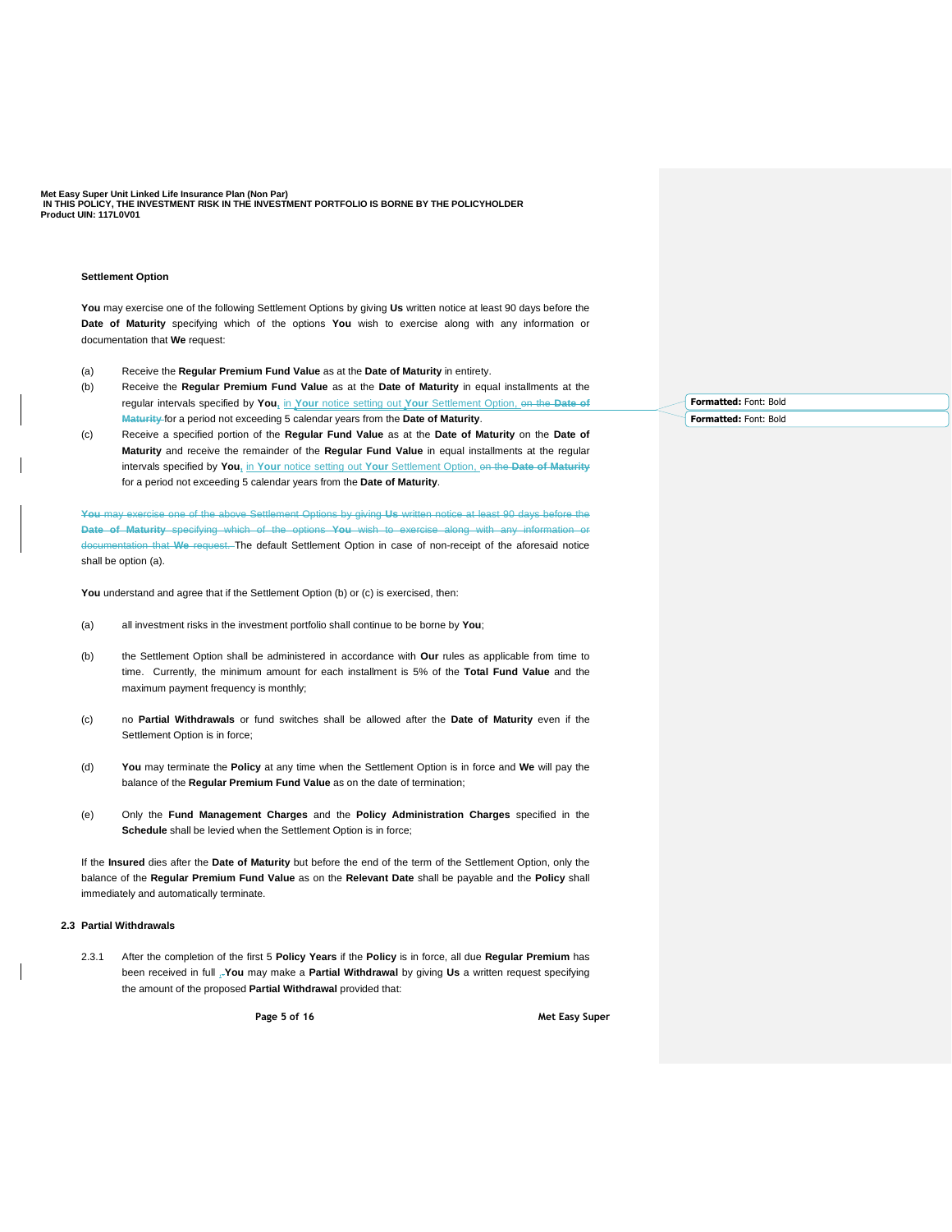**Settlement Option**

**You** may exercise one of the following Settlement Options by giving **Us** written notice at least 90 days before the **Date of Maturity** specifying which of the options **You** wish to exercise along with any information or documentation that **We** request:

(a) Receive the **Regular Premium Fund Value** as at the **Date of Maturity** in entirety.

(b) Receive the **Regular Premium Fund Value** as at the **Date of Maturity** in equal installments at the regular intervals specified by **You**, in **Your** notice setting out **Your** Settlement Option, ~~on the **Date of Maturity**~~ for a period not exceeding 5 calendar years from the **Date of Maturity**.

(c) Receive a specified portion of the **Regular Fund Value** as at the **Date of Maturity** on the **Date of Maturity** and receive the remainder of the **Regular Fund Value** in equal installments at the regular intervals specified by **You**, in **Your** notice setting out **Your** Settlement Option, ~~on the **Date of Maturity**~~ for a period not exceeding 5 calendar years from the **Date of Maturity**.

~~**You** may exercise one of the above Settlement Options by giving **Us** written notice at least 90 days before the **Date of Maturity** specifying which of the options **You** wish to exercise along with any information or documentation that **We** request.~~ The default Settlement Option in case of non-receipt of the aforesaid notice shall be option (a).

**You** understand and agree that if the Settlement Option (b) or (c) is exercised, then:

(a) all investment risks in the investment portfolio shall continue to be borne by **You**;

(b) the Settlement Option shall be administered in accordance with **Our** rules as applicable from time to time. Currently, the minimum amount for each installment is 5% of the **Total Fund Value** and the maximum payment frequency is monthly;

(c) no **Partial Withdrawals** or fund switches shall be allowed after the **Date of Maturity** even if the Settlement Option is in force;

(d) **You** may terminate the **Policy** at any time when the Settlement Option is in force and **We** will pay the balance of the **Regular Premium Fund Value** as on the date of termination;

(e) Only the **Fund Management Charges** and the **Policy Administration Charges** specified in the **Schedule** shall be levied when the Settlement Option is in force;

If the **Insured** dies after the **Date of Maturity** but before the end of the term of the Settlement Option, only the balance of the **Regular Premium Fund Value** as on the **Relevant Date** shall be payable and the **Policy** shall immediately and automatically terminate.

### 2.3 Partial Withdrawals

2.3.1 After the completion of the first 5 **Policy Years** if the **Policy** is in force, all due **Regular Premium** has been received in full, **You** may make a **Partial Withdrawal** by giving **Us** a written request specifying the amount of the proposed **Partial Withdrawal** provided that: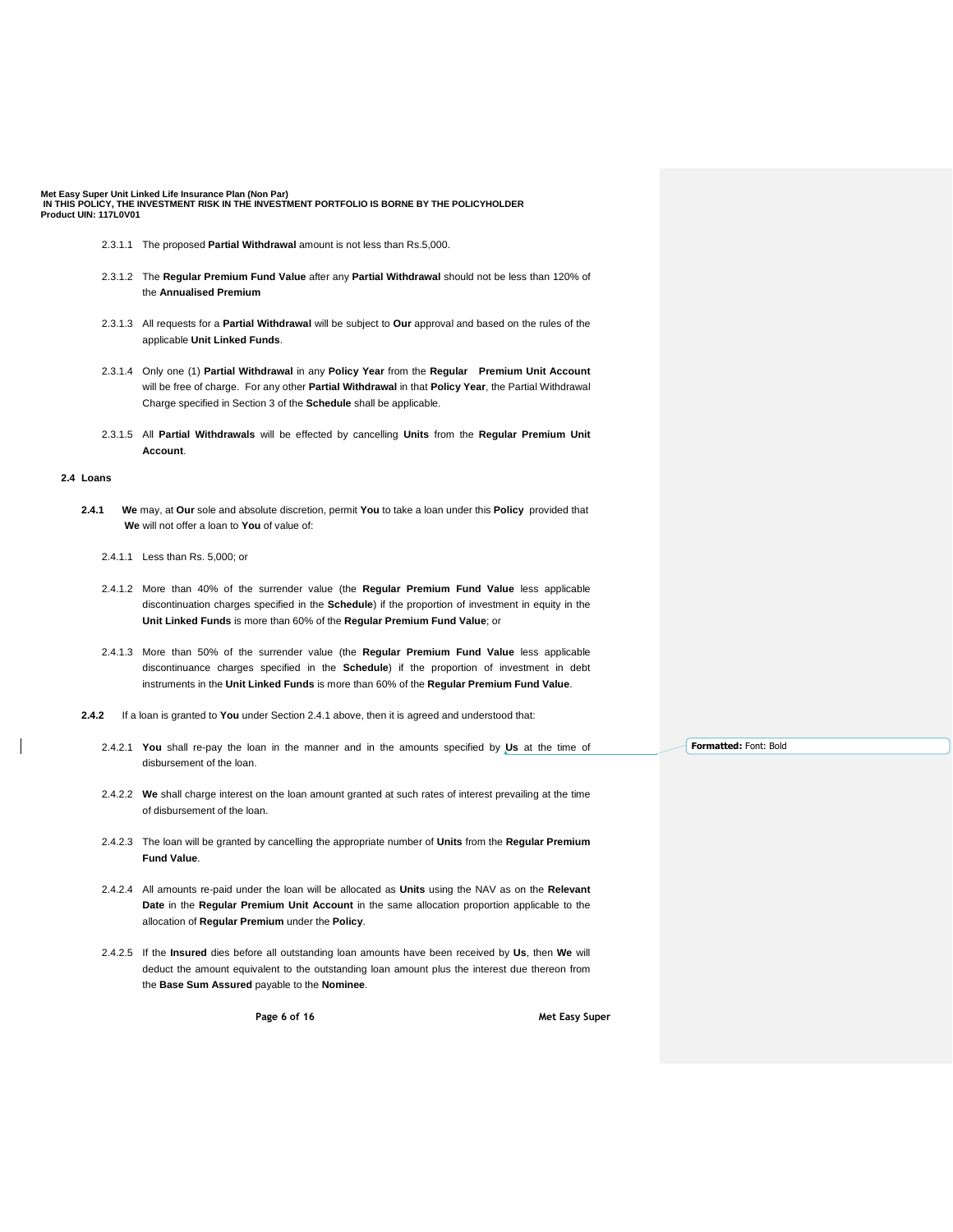2.3.1.1 The proposed **Partial Withdrawal** amount is not less than Rs.5,000.

2.3.1.2 The **Regular Premium Fund Value** after any **Partial Withdrawal** should not be less than 120% of the **Annualised Premium**

2.3.1.3 All requests for a **Partial Withdrawal** will be subject to **Our** approval and based on the rules of the applicable **Unit Linked Funds**.

2.3.1.4 Only one (1) **Partial Withdrawal** in any **Policy Year** from the **Regular Premium Unit Account** will be free of charge. For any other **Partial Withdrawal** in that **Policy Year**, the Partial Withdrawal Charge specified in Section 3 of the **Schedule** shall be applicable.

2.3.1.5 All **Partial Withdrawals** will be effected by cancelling **Units** from the **Regular Premium Unit Account**.

**2.4 Loans**

**2.4.1** **We** may, at **Our** sole and absolute discretion, permit **You** to take a loan under this **Policy** provided that **We** will not offer a loan to **You** of value of:

2.4.1.1 Less than Rs. 5,000; or

2.4.1.2 More than 40% of the surrender value (the **Regular Premium Fund Value** less applicable discontinuation charges specified in the **Schedule**) if the proportion of investment in equity in the **Unit Linked Funds** is more than 60% of the **Regular Premium Fund Value**; or

2.4.1.3 More than 50% of the surrender value (the **Regular Premium Fund Value** less applicable discontinuance charges specified in the **Schedule**) if the proportion of investment in debt instruments in the **Unit Linked Funds** is more than 60% of the **Regular Premium Fund Value**.

**2.4.2** If a loan is granted to **You** under Section 2.4.1 above, then it is agreed and understood that:

2.4.2.1 **You** shall re-pay the loan in the manner and in the amounts specified by **Us** at the time of disbursement of the loan.

2.4.2.2 **We** shall charge interest on the loan amount granted at such rates of interest prevailing at the time of disbursement of the loan.

2.4.2.3 The loan will be granted by cancelling the appropriate number of **Units** from the **Regular Premium Fund Value**.

2.4.2.4 All amounts re-paid under the loan will be allocated as **Units** using the NAV as on the **Relevant Date** in the **Regular Premium Unit Account** in the same allocation proportion applicable to the allocation of **Regular Premium** under the **Policy**.

2.4.2.5 If the **Insured** dies before all outstanding loan amounts have been received by **Us**, then **We** will deduct the amount equivalent to the outstanding loan amount plus the interest due thereon from the **Base Sum Assured** payable to the **Nominee**.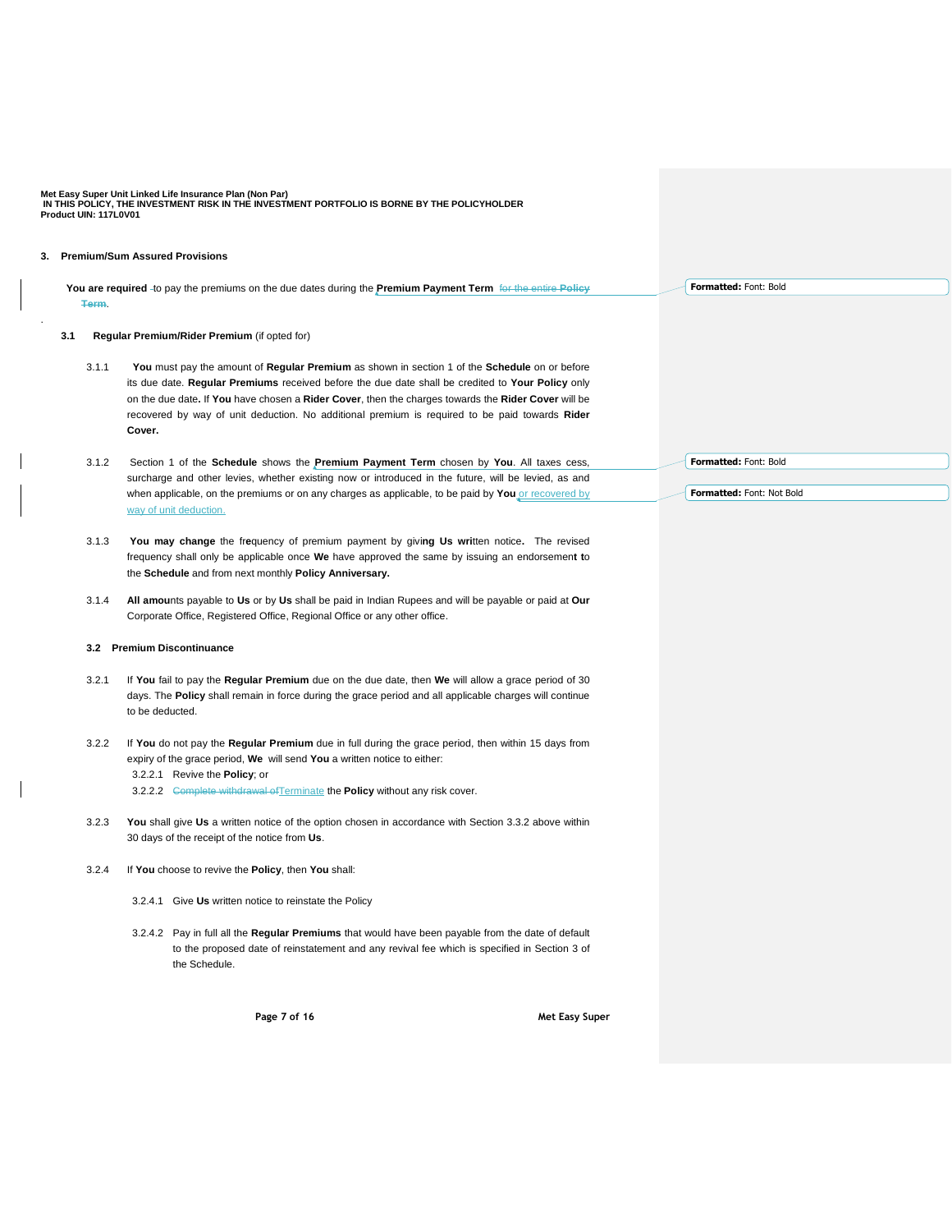## 3. Premium/Sum Assured Provisions

**You are required** to pay the premiums on the due dates during the **Premium Payment Term**.

### 3.1 Regular Premium/Rider Premium (if opted for)

3.1.1 **You** must pay the amount of **Regular Premium** as shown in section 1 of the **Schedule** on or before its due date. **Regular Premiums** received before the due date shall be credited to **Your Policy** only on the due date**.** If **You** have chosen a **Rider Cover**, then the charges towards the **Rider Cover** will be recovered by way of unit deduction. No additional premium is required to be paid towards **Rider Cover.**

3.1.2 Section 1 of the **Schedule** shows the **Premium Payment Term** chosen by **You**. All taxes cess, surcharge and other levies, whether existing now or introduced in the future, will be levied, as and when applicable, on the premiums or on any charges as applicable, to be paid by **You** or recovered by way of unit deduction.

3.1.3 **You may change** the frequency of premium payment by giving **Us** written notice**.** The revised frequency shall only be applicable once **We** have approved the same by issuing an endorsement to the **Schedule** and from next monthly **Policy Anniversary.**

3.1.4 **All amou**nts payable to **Us** or by **Us** shall be paid in Indian Rupees and will be payable or paid at **Our** Corporate Office, Registered Office, Regional Office or any other office.

### 3.2 Premium Discontinuance

3.2.1 If **You** fail to pay the **Regular Premium** due on the due date, then **We** will allow a grace period of 30 days. The **Policy** shall remain in force during the grace period and all applicable charges will continue to be deducted.

3.2.2 If **You** do not pay the **Regular Premium** due in full during the grace period, then within 15 days from expiry of the grace period, **We** will send **You** a written notice to either:

- 3.2.2.1 Revive the **Policy**; or
- 3.2.2.2 Terminate the **Policy** without any risk cover.

3.2.3 **You** shall give **Us** a written notice of the option chosen in accordance with Section 3.3.2 above within 30 days of the receipt of the notice from **Us**.

3.2.4 If **You** choose to revive the **Policy**, then **You** shall:

- 3.2.4.1 Give **Us** written notice to reinstate the Policy
- 3.2.4.2 Pay in full all the **Regular Premiums** that would have been payable from the date of default to the proposed date of reinstatement and any revival fee which is specified in Section 3 of the Schedule.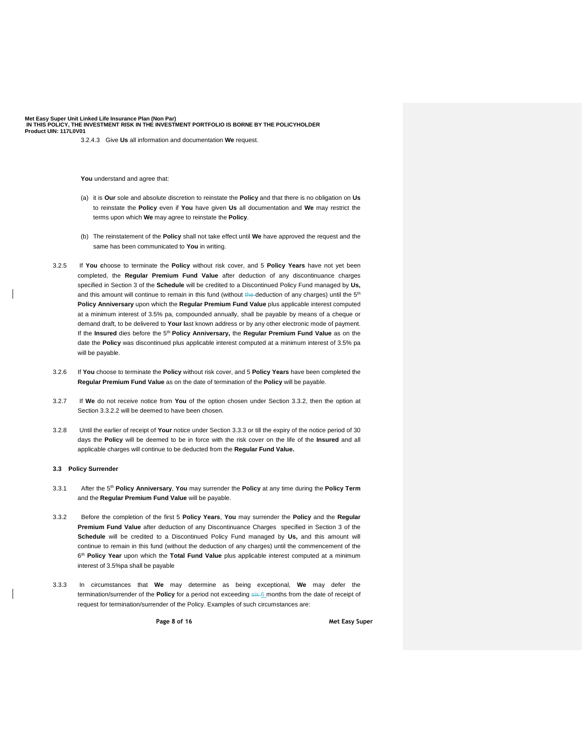3.2.4.3 Give **Us** all information and documentation **We** request.

**You** understand and agree that:

(a) it is **Our** sole and absolute discretion to reinstate the **Policy** and that there is no obligation on **Us** to reinstate the **Policy** even if **You** have given **Us** all documentation and **We** may restrict the terms upon which **We** may agree to reinstate the **Policy**.

(b) The reinstatement of the **Policy** shall not take effect until **We** have approved the request and the same has been communicated to **You** in writing.

3.2.5 If **You c**hoose to terminate the **Policy** without risk cover, and 5 **Policy Years** have not yet been completed, the **Regular Premium Fund Value** after deduction of any discontinuance charges specified in Section 3 of the **Schedule** will be credited to a Discontinued Policy Fund managed by **Us,** and this amount will continue to remain in this fund (without ~~the~~ deduction of any charges) until the 5th **Policy Anniversary** upon which the **Regular Premium Fund Value** plus applicable interest computed at a minimum interest of 3.5% pa, compounded annually, shall be payable by means of a cheque or demand draft, to be delivered to **Your l**ast known address or by any other electronic mode of payment. If the **Insured** dies before the 5th **Policy Anniversary,** the **Regular Premium Fund Value** as on the date the **Policy** was discontinued plus applicable interest computed at a minimum interest of 3.5% pa will be payable.

3.2.6 If **You** choose to terminate the **Policy** without risk cover, and 5 **Policy Years** have been completed the **Regular Premium Fund Value** as on the date of termination of the **Policy** will be payable.

3.2.7 If **We** do not receive notice from **You** of the option chosen under Section 3.3.2, then the option at Section 3.3.2.2 will be deemed to have been chosen.

3.2.8 Until the earlier of receipt of **Your** notice under Section 3.3.3 or till the expiry of the notice period of 30 days the **Policy** will be deemed to be in force with the risk cover on the life of the **Insured** and all applicable charges will continue to be deducted from the **Regular Fund Value.**

**3.3 Policy Surrender**

3.3.1 After the 5th **Policy Anniversary**, **You** may surrender the **Policy** at any time during the **Policy Term** and the **Regular Premium Fund Value** will be payable.

3.3.2 Before the completion of the first 5 **Policy Years**, **You** may surrender the **Policy** and the **Regular Premium Fund Value** after deduction of any Discontinuance Charges specified in Section 3 of the **Schedule** will be credited to a Discontinued Policy Fund managed by **Us,** and this amount will continue to remain in this fund (without the deduction of any charges) until the commencement of the 6th **Policy Year** upon which the **Total Fund Value** plus applicable interest computed at a minimum interest of 3.5%pa shall be payable

3.3.3 In circumstances that **We** may determine as being exceptional, **We** may defer the termination/surrender of the **Policy** for a period not exceeding ~~six~~ 6 months from the date of receipt of request for termination/surrender of the Policy. Examples of such circumstances are: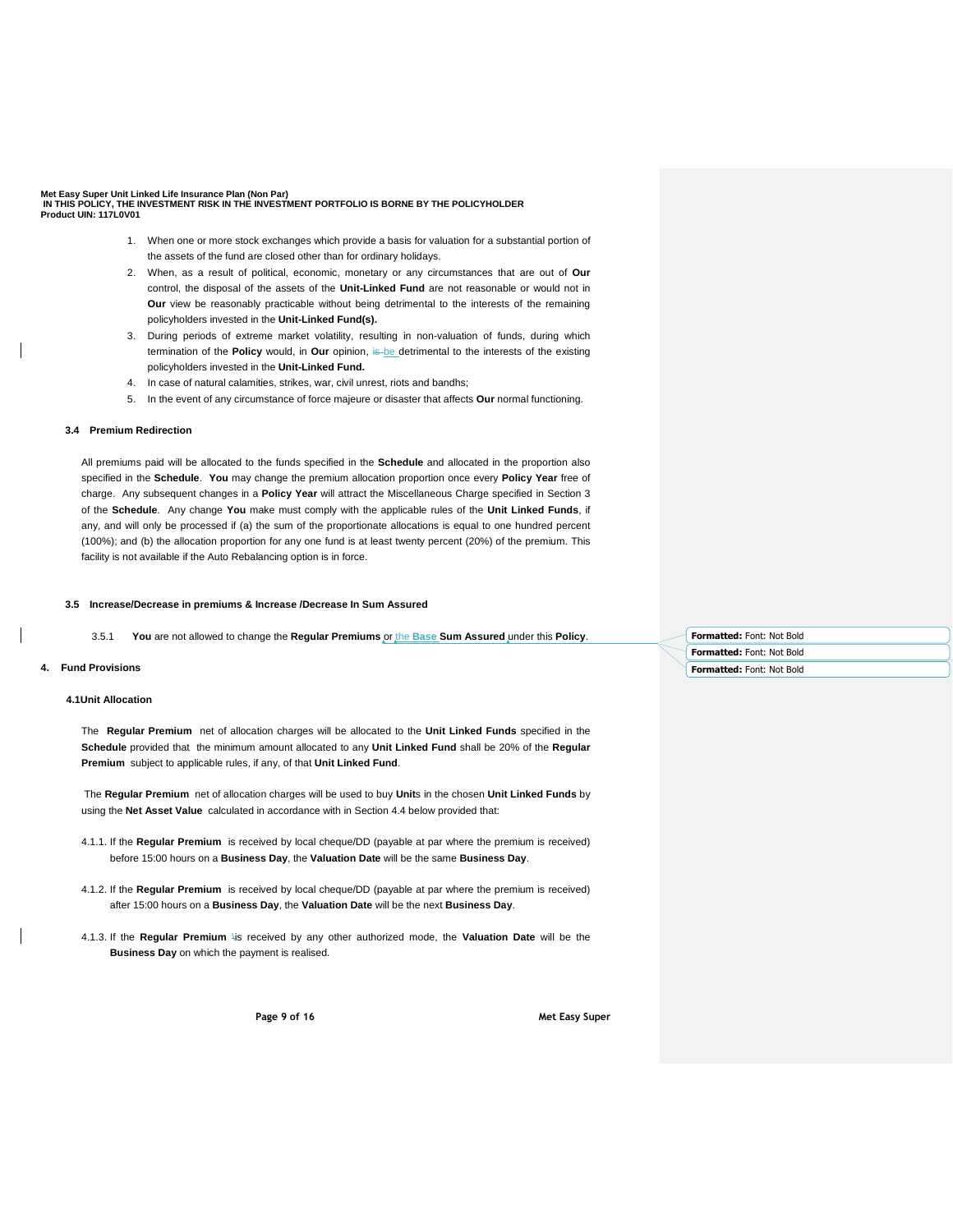1. When one or more stock exchanges which provide a basis for valuation for a substantial portion of the assets of the fund are closed other than for ordinary holidays.
2. When, as a result of political, economic, monetary or any circumstances that are out of **Our** control, the disposal of the assets of the **Unit-Linked Fund** are not reasonable or would not in **Our** view be reasonably practicable without being detrimental to the interests of the remaining policyholders invested in the **Unit-Linked Fund(s).**
3. During periods of extreme market volatility, resulting in non-valuation of funds, during which termination of the **Policy** would, in **Our** opinion, be detrimental to the interests of the existing policyholders invested in the **Unit-Linked Fund.**
4. In case of natural calamities, strikes, war, civil unrest, riots and bandhs;
5. In the event of any circumstance of force majeure or disaster that affects **Our** normal functioning.

### 3.4 Premium Redirection

All premiums paid will be allocated to the funds specified in the **Schedule** and allocated in the proportion also specified in the **Schedule**. **You** may change the premium allocation proportion once every **Policy Year** free of charge. Any subsequent changes in a **Policy Year** will attract the Miscellaneous Charge specified in Section 3 of the **Schedule**. Any change **You** make must comply with the applicable rules of the **Unit Linked Funds**, if any, and will only be processed if (a) the sum of the proportionate allocations is equal to one hundred percent (100%); and (b) the allocation proportion for any one fund is at least twenty percent (20%) of the premium. This facility is not available if the Auto Rebalancing option is in force.

### 3.5 Increase/Decrease in premiums & Increase /Decrease In Sum Assured

3.5.1 **You** are not allowed to change the **Regular Premiums** or the Base **Sum Assured** under this **Policy**.

## 4. Fund Provisions

### 4.1 Unit Allocation

The **Regular Premium** net of allocation charges will be allocated to the **Unit Linked Funds** specified in the **Schedule** provided that the minimum amount allocated to any **Unit Linked Fund** shall be 20% of the **Regular Premium** subject to applicable rules, if any, of that **Unit Linked Fund**.

The **Regular Premium** net of allocation charges will be used to buy **Unit**s in the chosen **Unit Linked Funds** by using the **Net Asset Value** calculated in accordance with in Section 4.4 below provided that:

4.1.1. If the **Regular Premium** is received by local cheque/DD (payable at par where the premium is received) before 15:00 hours on a **Business Day**, the **Valuation Date** will be the same **Business Day**.

4.1.2. If the **Regular Premium** is received by local cheque/DD (payable at par where the premium is received) after 15:00 hours on a **Business Day**, the **Valuation Date** will be the next **Business Day**.

4.1.3. If the **Regular Premium** is received by any other authorized mode, the **Valuation Date** will be the **Business Day** on which the payment is realised.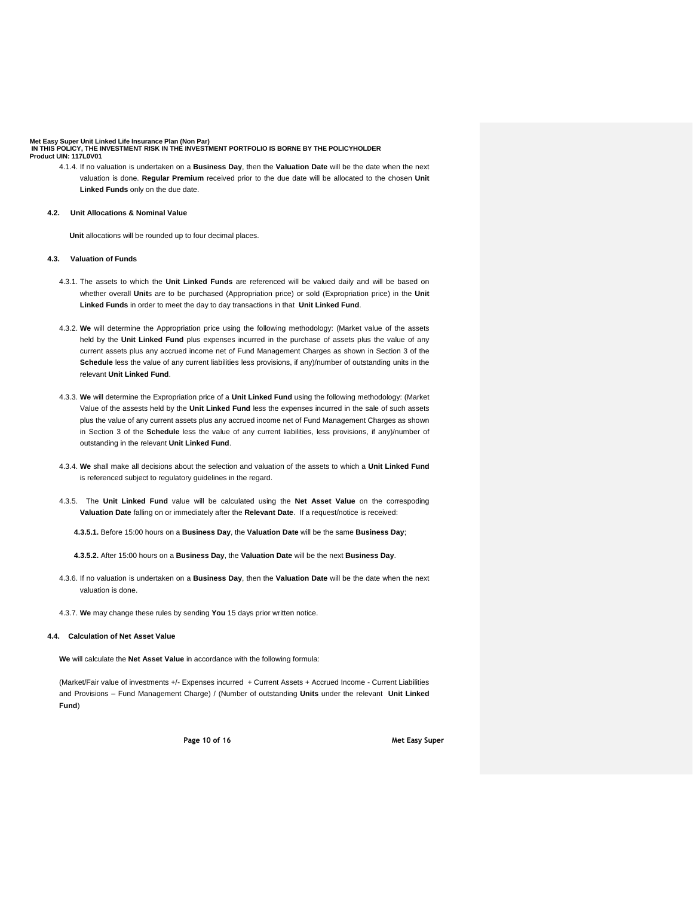4.1.4. If no valuation is undertaken on a **Business Day**, then the **Valuation Date** will be the date when the next valuation is done. **Regular Premium** received prior to the due date will be allocated to the chosen **Unit Linked Funds** only on the due date.

#### 4.2. Unit Allocations & Nominal Value

**Unit** allocations will be rounded up to four decimal places.

#### 4.3. Valuation of Funds

4.3.1. The assets to which the **Unit Linked Funds** are referenced will be valued daily and will be based on whether overall **Unit**s are to be purchased (Appropriation price) or sold (Expropriation price) in the **Unit Linked Funds** in order to meet the day to day transactions in that **Unit Linked Fund**.

4.3.2. **We** will determine the Appropriation price using the following methodology: (Market value of the assets held by the **Unit Linked Fund** plus expenses incurred in the purchase of assets plus the value of any current assets plus any accrued income net of Fund Management Charges as shown in Section 3 of the **Schedule** less the value of any current liabilities less provisions, if any)/number of outstanding units in the relevant **Unit Linked Fund**.

4.3.3. **We** will determine the Expropriation price of a **Unit Linked Fund** using the following methodology: (Market Value of the assests held by the **Unit Linked Fund** less the expenses incurred in the sale of such assets plus the value of any current assets plus any accrued income net of Fund Management Charges as shown in Section 3 of the **Schedule** less the value of any current liabilities, less provisions, if any)/number of outstanding in the relevant **Unit Linked Fund**.

4.3.4. **We** shall make all decisions about the selection and valuation of the assets to which a **Unit Linked Fund** is referenced subject to regulatory guidelines in the regard.

4.3.5. The **Unit Linked Fund** value will be calculated using the **Net Asset Value** on the correspoding **Valuation Date** falling on or immediately after the **Relevant Date**. If a request/notice is received:

**4.3.5.1.** Before 15:00 hours on a **Business Day**, the **Valuation Date** will be the same **Business Day**;

**4.3.5.2.** After 15:00 hours on a **Business Day**, the **Valuation Date** will be the next **Business Day**.

4.3.6. If no valuation is undertaken on a **Business Day**, then the **Valuation Date** will be the date when the next valuation is done.

4.3.7. **We** may change these rules by sending **You** 15 days prior written notice.

#### 4.4. Calculation of Net Asset Value

**We** will calculate the **Net Asset Value** in accordance with the following formula:

(Market/Fair value of investments +/- Expenses incurred + Current Assets + Accrued Income - Current Liabilities and Provisions – Fund Management Charge) / (Number of outstanding **Units** under the relevant **Unit Linked Fund**)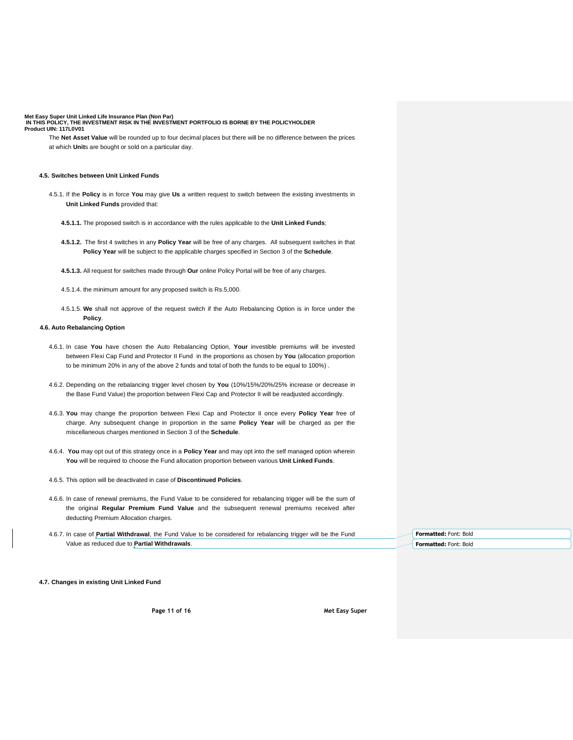The **Net Asset Value** will be rounded up to four decimal places but there will be no difference between the prices at which **Unit**s are bought or sold on a particular day.

#### 4.5. Switches between Unit Linked Funds

4.5.1. If the **Policy** is in force **You** may give **Us** a written request to switch between the existing investments in **Unit Linked Funds** provided that:

**4.5.1.1.** The proposed switch is in accordance with the rules applicable to the **Unit Linked Funds**;

**4.5.1.2.** The first 4 switches in any **Policy Year** will be free of any charges. All subsequent switches in that **Policy Year** will be subject to the applicable charges specified in Section 3 of the **Schedule**.

**4.5.1.3.** All request for switches made through **Our** online Policy Portal will be free of any charges.

4.5.1.4. the minimum amount for any proposed switch is Rs.5,000.

4.5.1.5. **We** shall not approve of the request switch if the Auto Rebalancing Option is in force under the **Policy**.

#### 4.6. Auto Rebalancing Option

4.6.1. In case **You** have chosen the Auto Rebalancing Option, **Your** investible premiums will be invested between Flexi Cap Fund and Protector II Fund in the proportions as chosen by **You** (allocation proportion to be minimum 20% in any of the above 2 funds and total of both the funds to be equal to 100%) .

4.6.2. Depending on the rebalancing trigger level chosen by **You** (10%/15%/20%/25% increase or decrease in the Base Fund Value) the proportion between Flexi Cap and Protector II will be readjusted accordingly.

4.6.3. **You** may change the proportion between Flexi Cap and Protector II once every **Policy Year** free of charge. Any subsequent change in proportion in the same **Policy Year** will be charged as per the miscellaneous charges mentioned in Section 3 of the **Schedule**.

4.6.4. **You** may opt out of this strategy once in a **Policy Year** and may opt into the self managed option wherein **You** will be required to choose the Fund allocation proportion between various **Unit Linked Funds**.

4.6.5. This option will be deactivated in case of **Discontinued Policies**.

4.6.6. In case of renewal premiums, the Fund Value to be considered for rebalancing trigger will be the sum of the original **Regular Premium Fund Value** and the subsequent renewal premiums received after deducting Premium Allocation charges.

4.6.7. In case of **Partial Withdrawal**, the Fund Value to be considered for rebalancing trigger will be the Fund Value as reduced due to **Partial Withdrawals**.

#### 4.7. Changes in existing Unit Linked Fund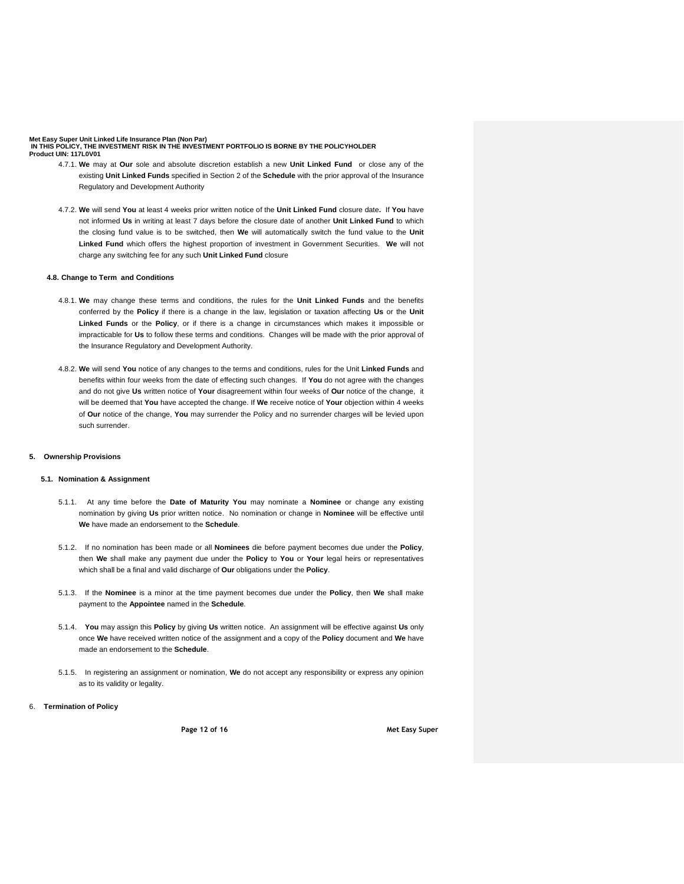4.7.1. **We** may at **Our** sole and absolute discretion establish a new **Unit Linked Fund** or close any of the existing **Unit Linked Funds** specified in Section 2 of the **Schedule** with the prior approval of the Insurance Regulatory and Development Authority

4.7.2. **We** will send **You** at least 4 weeks prior written notice of the **Unit Linked Fund** closure date**.** If **You** have not informed **Us** in writing at least 7 days before the closure date of another **Unit Linked Fund** to which the closing fund value is to be switched, then **We** will automatically switch the fund value to the **Unit Linked Fund** which offers the highest proportion of investment in Government Securities. **We** will not charge any switching fee for any such **Unit Linked Fund** closure

### 4.8. Change to Term and Conditions

4.8.1. **We** may change these terms and conditions, the rules for the **Unit Linked Funds** and the benefits conferred by the **Policy** if there is a change in the law, legislation or taxation affecting **Us** or the **Unit Linked Funds** or the **Policy**, or if there is a change in circumstances which makes it impossible or impracticable for **Us** to follow these terms and conditions. Changes will be made with the prior approval of the Insurance Regulatory and Development Authority.

4.8.2. **We** will send **You** notice of any changes to the terms and conditions, rules for the Unit **Linked Funds** and benefits within four weeks from the date of effecting such changes. If **You** do not agree with the changes and do not give **Us** written notice of **Your** disagreement within four weeks of **Our** notice of the change, it will be deemed that **You** have accepted the change. If **We** receive notice of **Your** objection within 4 weeks of **Our** notice of the change, **You** may surrender the Policy and no surrender charges will be levied upon such surrender.

## 5. Ownership Provisions

### 5.1. Nomination & Assignment

5.1.1. At any time before the **Date of Maturity You** may nominate a **Nominee** or change any existing nomination by giving **Us** prior written notice. No nomination or change in **Nominee** will be effective until **We** have made an endorsement to the **Schedule**.

5.1.2. If no nomination has been made or all **Nominees** die before payment becomes due under the **Policy**, then **We** shall make any payment due under the **Policy** to **You** or **Your** legal heirs or representatives which shall be a final and valid discharge of **Our** obligations under the **Policy**.

5.1.3. If the **Nominee** is a minor at the time payment becomes due under the **Policy**, then **We** shall make payment to the **Appointee** named in the **Schedule**.

5.1.4. **You** may assign this **Policy** by giving **Us** written notice. An assignment will be effective against **Us** only once **We** have received written notice of the assignment and a copy of the **Policy** document and **We** have made an endorsement to the **Schedule**.

5.1.5. In registering an assignment or nomination, **We** do not accept any responsibility or express any opinion as to its validity or legality.

## 6. Termination of Policy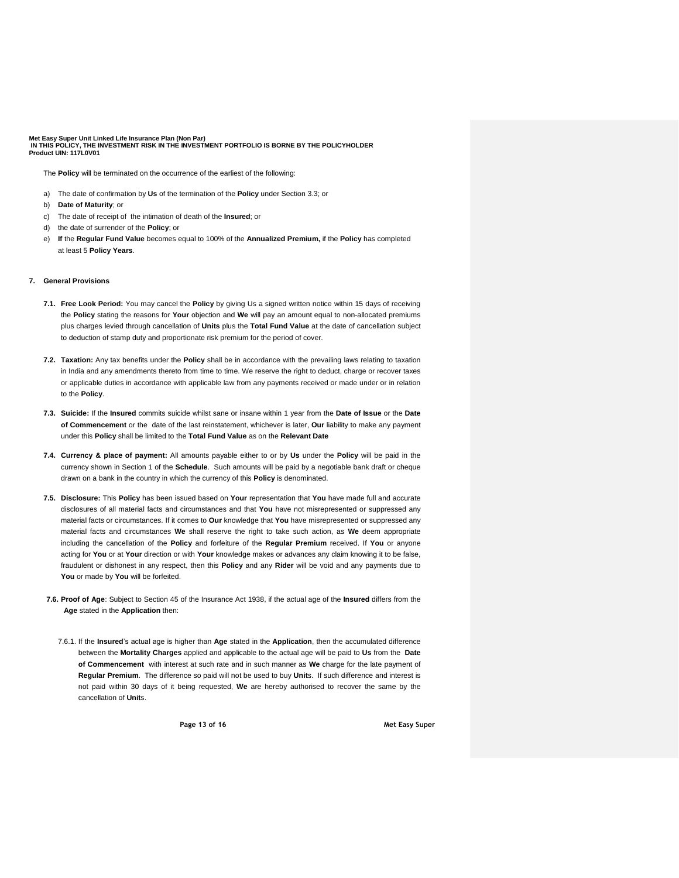The **Policy** will be terminated on the occurrence of the earliest of the following:

a) The date of confirmation by **Us** of the termination of the **Policy** under Section 3.3; or
b) **Date of Maturity**; or
c) The date of receipt of the intimation of death of the **Insured**; or
d) the date of surrender of the **Policy**; or
e) **If** the **Regular Fund Value** becomes equal to 100% of the **Annualized Premium,** if the **Policy** has completed at least 5 **Policy Years**.

## 7. General Provisions

**7.1. Free Look Period:** You may cancel the **Policy** by giving Us a signed written notice within 15 days of receiving the **Policy** stating the reasons for **Your** objection and **We** will pay an amount equal to non-allocated premiums plus charges levied through cancellation of **Units** plus the **Total Fund Value** at the date of cancellation subject to deduction of stamp duty and proportionate risk premium for the period of cover.

**7.2. Taxation:** Any tax benefits under the **Policy** shall be in accordance with the prevailing laws relating to taxation in India and any amendments thereto from time to time. We reserve the right to deduct, charge or recover taxes or applicable duties in accordance with applicable law from any payments received or made under or in relation to the **Policy**.

**7.3. Suicide:** If the **Insured** commits suicide whilst sane or insane within 1 year from the **Date of Issue** or the **Date of Commencement** or the date of the last reinstatement, whichever is later, **Our** liability to make any payment under this **Policy** shall be limited to the **Total Fund Value** as on the **Relevant Date**

**7.4. Currency & place of payment:** All amounts payable either to or by **Us** under the **Policy** will be paid in the currency shown in Section 1 of the **Schedule**. Such amounts will be paid by a negotiable bank draft or cheque drawn on a bank in the country in which the currency of this **Policy** is denominated.

**7.5. Disclosure:** This **Policy** has been issued based on **Your** representation that **You** have made full and accurate disclosures of all material facts and circumstances and that **You** have not misrepresented or suppressed any material facts or circumstances. If it comes to **Our** knowledge that **You** have misrepresented or suppressed any material facts and circumstances **We** shall reserve the right to take such action, as **We** deem appropriate including the cancellation of the **Policy** and forfeiture of the **Regular Premium** received. If **You** or anyone acting for **You** or at **Your** direction or with **Your** knowledge makes or advances any claim knowing it to be false, fraudulent or dishonest in any respect, then this **Policy** and any **Rider** will be void and any payments due to **You** or made by **You** will be forfeited.

**7.6. Proof of Age**: Subject to Section 45 of the Insurance Act 1938, if the actual age of the **Insured** differs from the **Age** stated in the **Application** then:

7.6.1. If the **Insured**'s actual age is higher than **Age** stated in the **Application**, then the accumulated difference between the **Mortality Charges** applied and applicable to the actual age will be paid to **Us** from the **Date of Commencement** with interest at such rate and in such manner as **We** charge for the late payment of **Regular Premium**. The difference so paid will not be used to buy **Unit**s. If such difference and interest is not paid within 30 days of it being requested, **We** are hereby authorised to recover the same by the cancellation of **Unit**s.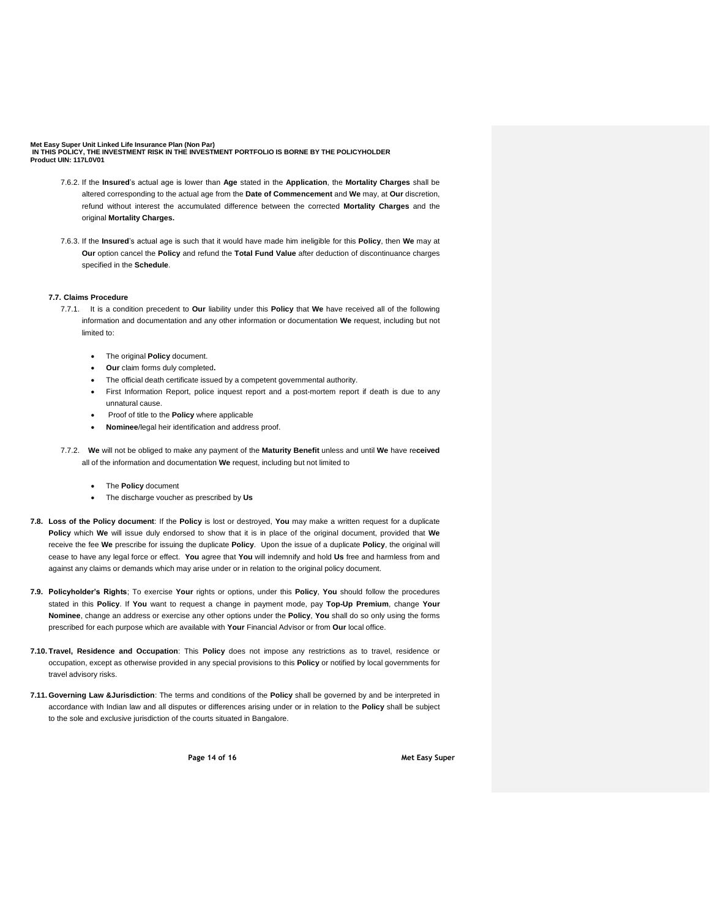7.6.2. If the **Insured**'s actual age is lower than **Age** stated in the **Application**, the **Mortality Charges** shall be altered corresponding to the actual age from the **Date of Commencement** and **We** may, at **Our** discretion, refund without interest the accumulated difference between the corrected **Mortality Charges** and the original **Mortality Charges.**

7.6.3. If the **Insured**'s actual age is such that it would have made him ineligible for this **Policy**, then **We** may at **Our** option cancel the **Policy** and refund the **Total Fund Value** after deduction of discontinuance charges specified in the **Schedule**.

**7.7. Claims Procedure**

7.7.1. It is a condition precedent to **Our** liability under this **Policy** that **We** have received all of the following information and documentation and any other information or documentation **We** request, including but not limited to:

- The original **Policy** document.
- **Our** claim forms duly completed**.**
- The official death certificate issued by a competent governmental authority.
- First Information Report, police inquest report and a post-mortem report if death is due to any unnatural cause.
- Proof of title to the **Policy** where applicable
- **Nominee**/legal heir identification and address proof.

7.7.2. **We** will not be obliged to make any payment of the **Maturity Benefit** unless and until **We** have re**ceived** all of the information and documentation **We** request, including but not limited to

- The **Policy** document
- The discharge voucher as prescribed by **Us**

**7.8. Loss of the Policy document**: If the **Policy** is lost or destroyed, **You** may make a written request for a duplicate **Policy** which **We** will issue duly endorsed to show that it is in place of the original document, provided that **We** receive the fee **We** prescribe for issuing the duplicate **Policy**. Upon the issue of a duplicate **Policy**, the original will cease to have any legal force or effect. **You** agree that **You** will indemnify and hold **Us** free and harmless from and against any claims or demands which may arise under or in relation to the original policy document.

**7.9. Policyholder's Rights**; To exercise **Your** rights or options, under this **Policy**, **You** should follow the procedures stated in this **Policy**. If **You** want to request a change in payment mode, pay **Top-Up Premium**, change **Your Nominee**, change an address or exercise any other options under the **Policy**, **You** shall do so only using the forms prescribed for each purpose which are available with **Your** Financial Advisor or from **Our** local office.

**7.10. Travel, Residence and Occupation**: This **Policy** does not impose any restrictions as to travel, residence or occupation, except as otherwise provided in any special provisions to this **Policy** or notified by local governments for travel advisory risks.

**7.11. Governing Law &Jurisdiction**: The terms and conditions of the **Policy** shall be governed by and be interpreted in accordance with Indian law and all disputes or differences arising under or in relation to the **Policy** shall be subject to the sole and exclusive jurisdiction of the courts situated in Bangalore.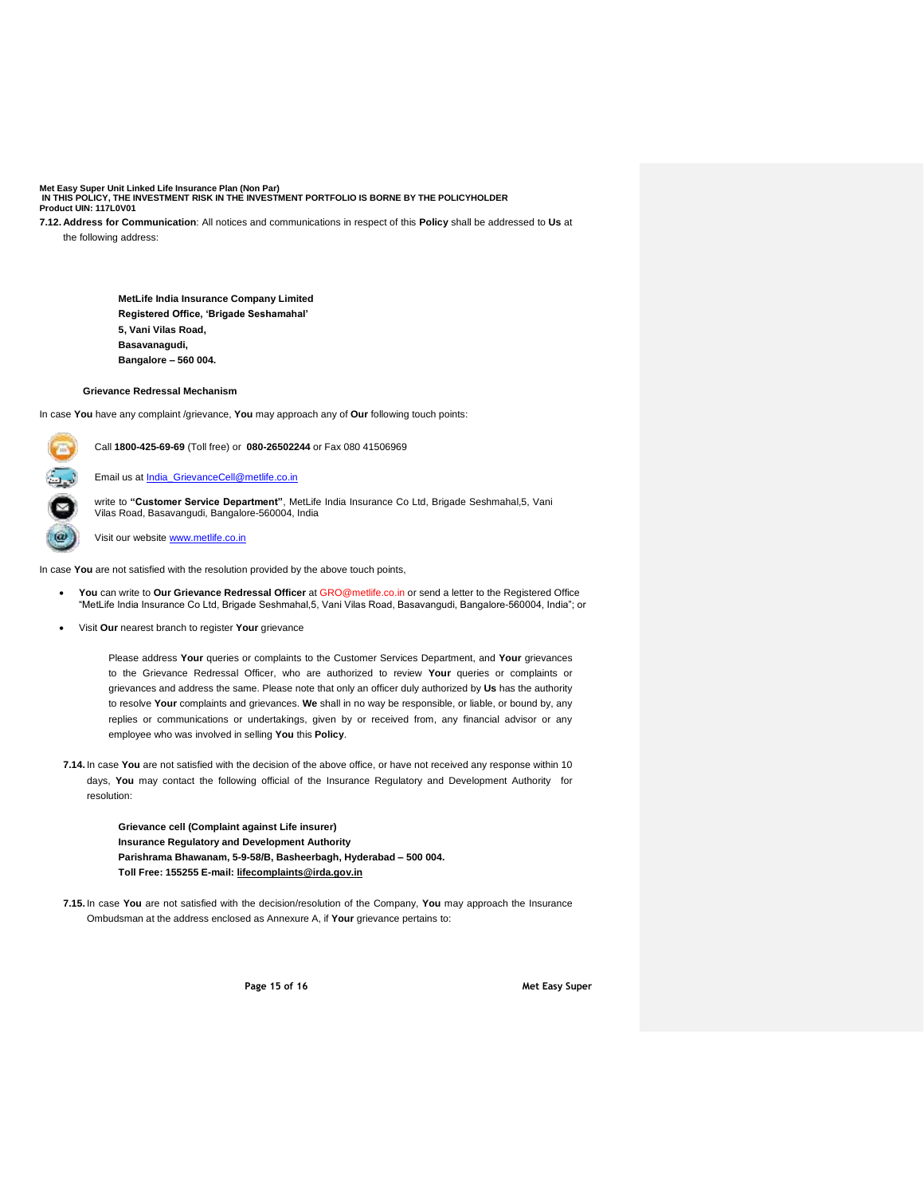7.12. **Address for Communication**: All notices and communications in respect of this **Policy** shall be addressed to **Us** at the following address:

**MetLife India Insurance Company Limited**
**Registered Office, 'Brigade Seshamahal'**
**5, Vani Vilas Road,**
**Basavanagudi,**
**Bangalore – 560 004.**

**Grievance Redressal Mechanism**

In case **You** have any complaint /grievance, **You** may approach any of **Our** following touch points:

Call **1800-425-69-69** (Toll free) or **080-26502244** or Fax 080 41506969

Email us at India_GrievanceCell@metlife.co.in

write to **"Customer Service Department"**, MetLife India Insurance Co Ltd, Brigade Seshmahal,5, Vani Vilas Road, Basavangudi, Bangalore-560004, India

Visit our website www.metlife.co.in

In case **You** are not satisfied with the resolution provided by the above touch points,

- **You** can write to **Our Grievance Redressal Officer** at GRO@metlife.co.in or send a letter to the Registered Office "MetLife India Insurance Co Ltd, Brigade Seshmahal,5, Vani Vilas Road, Basavangudi, Bangalore-560004, India"; or
- Visit **Our** nearest branch to register **Your** grievance

Please address **Your** queries or complaints to the Customer Services Department, and **Your** grievances to the Grievance Redressal Officer, who are authorized to review **Your** queries or complaints or grievances and address the same. Please note that only an officer duly authorized by **Us** has the authority to resolve **Your** complaints and grievances. **We** shall in no way be responsible, or liable, or bound by, any replies or communications or undertakings, given by or received from, any financial advisor or any employee who was involved in selling **You** this **Policy**.

**7.14.** In case **You** are not satisfied with the decision of the above office, or have not received any response within 10 days, **You** may contact the following official of the Insurance Regulatory and Development Authority for resolution:

**Grievance cell (Complaint against Life insurer)**
**Insurance Regulatory and Development Authority**
**Parishrama Bhawanam, 5-9-58/B, Basheerbagh, Hyderabad – 500 004.**
**Toll Free: 155255 E-mail: lifecomplaints@irda.gov.in**

**7.15.** In case **You** are not satisfied with the decision/resolution of the Company, **You** may approach the Insurance Ombudsman at the address enclosed as Annexure A, if **Your** grievance pertains to: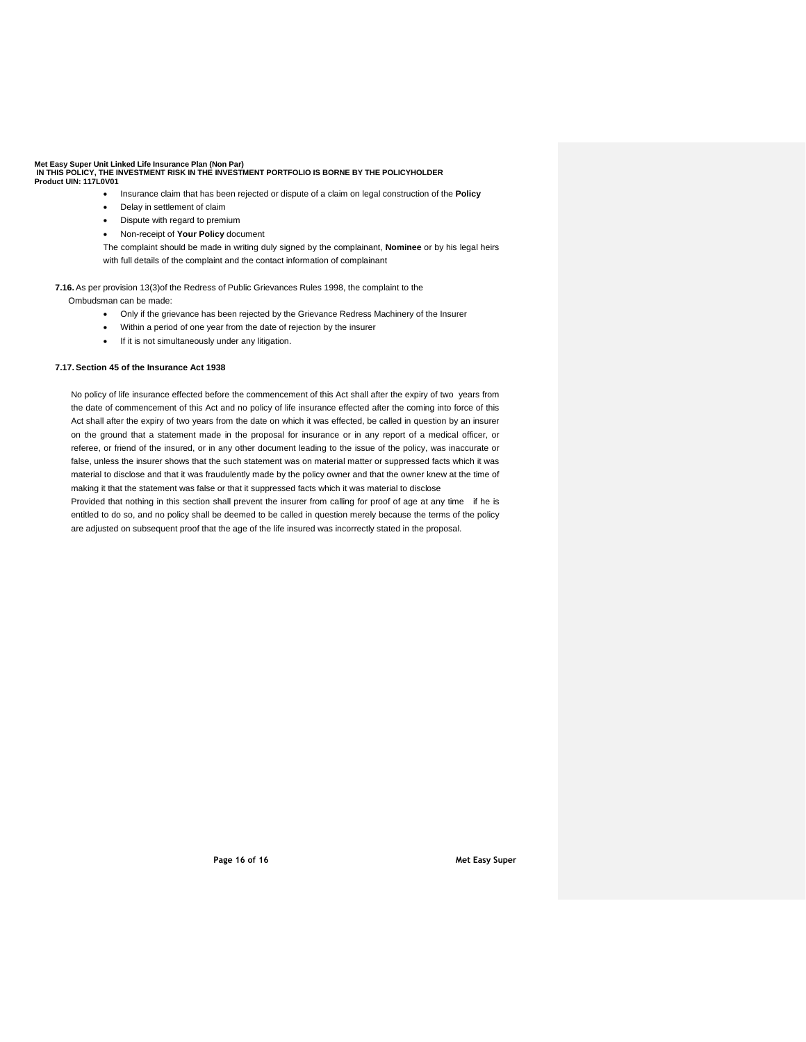- Insurance claim that has been rejected or dispute of a claim on legal construction of the **Policy**
- Delay in settlement of claim
- Dispute with regard to premium
- Non-receipt of **Your Policy** document

The complaint should be made in writing duly signed by the complainant, **Nominee** or by his legal heirs with full details of the complaint and the contact information of complainant

**7.16.** As per provision 13(3)of the Redress of Public Grievances Rules 1998, the complaint to the Ombudsman can be made:

- Only if the grievance has been rejected by the Grievance Redress Machinery of the Insurer
- Within a period of one year from the date of rejection by the insurer
- If it is not simultaneously under any litigation.

**7.17. Section 45 of the Insurance Act 1938**

No policy of life insurance effected before the commencement of this Act shall after the expiry of two years from the date of commencement of this Act and no policy of life insurance effected after the coming into force of this Act shall after the expiry of two years from the date on which it was effected, be called in question by an insurer on the ground that a statement made in the proposal for insurance or in any report of a medical officer, or referee, or friend of the insured, or in any other document leading to the issue of the policy, was inaccurate or false, unless the insurer shows that the such statement was on material matter or suppressed facts which it was material to disclose and that it was fraudulently made by the policy owner and that the owner knew at the time of making it that the statement was false or that it suppressed facts which it was material to disclose

Provided that nothing in this section shall prevent the insurer from calling for proof of age at any time if he is entitled to do so, and no policy shall be deemed to be called in question merely because the terms of the policy are adjusted on subsequent proof that the age of the life insured was incorrectly stated in the proposal.